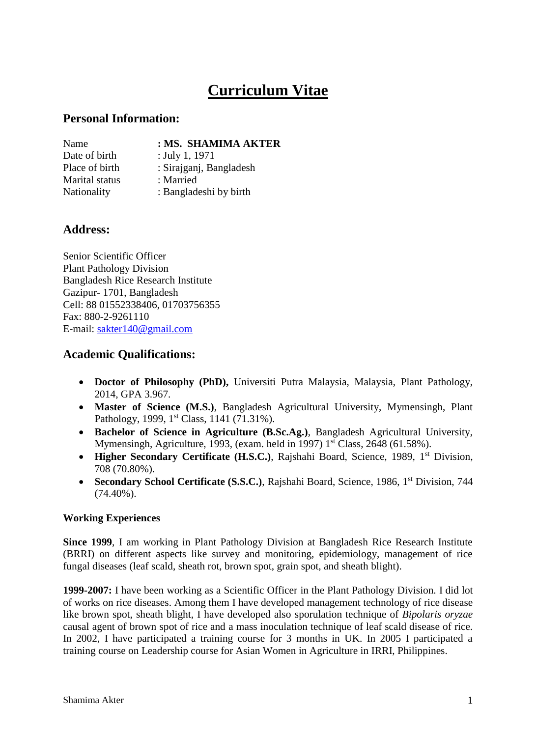# Curriculum Vitae

## Personal Information:

Name : **MS. SHAMIMA AKTER**
Date of birth : July 1, 1971
Place of birth : Sirajganj, Bangladesh
Marital status : Married
Nationality : Bangladeshi by birth

## Address:

Senior Scientific Officer
Plant Pathology Division
Bangladesh Rice Research Institute
Gazipur- 1701, Bangladesh
Cell: 88 01552338406, 01703756355
Fax: 880-2-9261110
E-mail: sakter140@gmail.com

## Academic Qualifications:

- **Doctor of Philosophy (PhD),** Universiti Putra Malaysia, Malaysia, Plant Pathology, 2014, GPA 3.967.
- **Master of Science (M.S.)**, Bangladesh Agricultural University, Mymensingh, Plant Pathology, 1999, 1st Class, 1141 (71.31%).
- **Bachelor of Science in Agriculture (B.Sc.Ag.)**, Bangladesh Agricultural University, Mymensingh, Agriculture, 1993, (exam. held in 1997) 1st Class, 2648 (61.58%).
- **Higher Secondary Certificate (H.S.C.)**, Rajshahi Board, Science, 1989, 1st Division, 708 (70.80%).
- **Secondary School Certificate (S.S.C.)**, Rajshahi Board, Science, 1986, 1st Division, 744 (74.40%).

### Working Experiences

**Since 1999**, I am working in Plant Pathology Division at Bangladesh Rice Research Institute (BRRI) on different aspects like survey and monitoring, epidemiology, management of rice fungal diseases (leaf scald, sheath rot, brown spot, grain spot, and sheath blight).

**1999-2007:** I have been working as a Scientific Officer in the Plant Pathology Division. I did lot of works on rice diseases. Among them I have developed management technology of rice disease like brown spot, sheath blight, I have developed also sporulation technique of *Bipolaris oryzae* causal agent of brown spot of rice and a mass inoculation technique of leaf scald disease of rice. In 2002, I have participated a training course for 3 months in UK. In 2005 I participated a training course on Leadership course for Asian Women in Agriculture in IRRI, Philippines.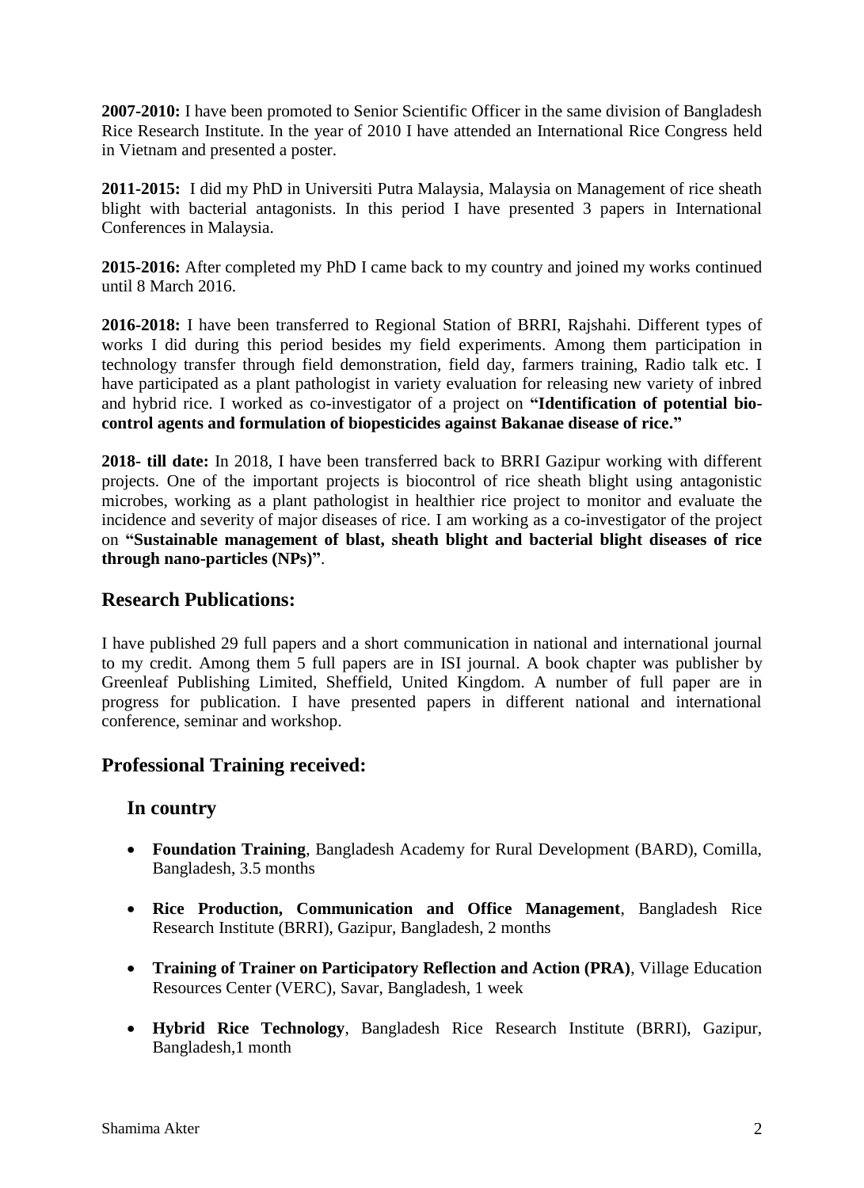**2007-2010:** I have been promoted to Senior Scientific Officer in the same division of Bangladesh Rice Research Institute. In the year of 2010 I have attended an International Rice Congress held in Vietnam and presented a poster.

**2011-2015:** I did my PhD in Universiti Putra Malaysia, Malaysia on Management of rice sheath blight with bacterial antagonists. In this period I have presented 3 papers in International Conferences in Malaysia.

**2015-2016:** After completed my PhD I came back to my country and joined my works continued until 8 March 2016.

**2016-2018:** I have been transferred to Regional Station of BRRI, Rajshahi. Different types of works I did during this period besides my field experiments. Among them participation in technology transfer through field demonstration, field day, farmers training, Radio talk etc. I have participated as a plant pathologist in variety evaluation for releasing new variety of inbred and hybrid rice. I worked as co-investigator of a project on **"Identification of potential bio-control agents and formulation of biopesticides against Bakanae disease of rice."**

**2018- till date:** In 2018, I have been transferred back to BRRI Gazipur working with different projects. One of the important projects is biocontrol of rice sheath blight using antagonistic microbes, working as a plant pathologist in healthier rice project to monitor and evaluate the incidence and severity of major diseases of rice. I am working as a co-investigator of the project on **"Sustainable management of blast, sheath blight and bacterial blight diseases of rice through nano-particles (NPs)"**.

## Research Publications:

I have published 29 full papers and a short communication in national and international journal to my credit. Among them 5 full papers are in ISI journal. A book chapter was publisher by Greenleaf Publishing Limited, Sheffield, United Kingdom. A number of full paper are in progress for publication. I have presented papers in different national and international conference, seminar and workshop.

## Professional Training received:

### In country

- **Foundation Training**, Bangladesh Academy for Rural Development (BARD), Comilla, Bangladesh, 3.5 months
- **Rice Production, Communication and Office Management**, Bangladesh Rice Research Institute (BRRI), Gazipur, Bangladesh, 2 months
- **Training of Trainer on Participatory Reflection and Action (PRA)**, Village Education Resources Center (VERC), Savar, Bangladesh, 1 week
- **Hybrid Rice Technology**, Bangladesh Rice Research Institute (BRRI), Gazipur, Bangladesh,1 month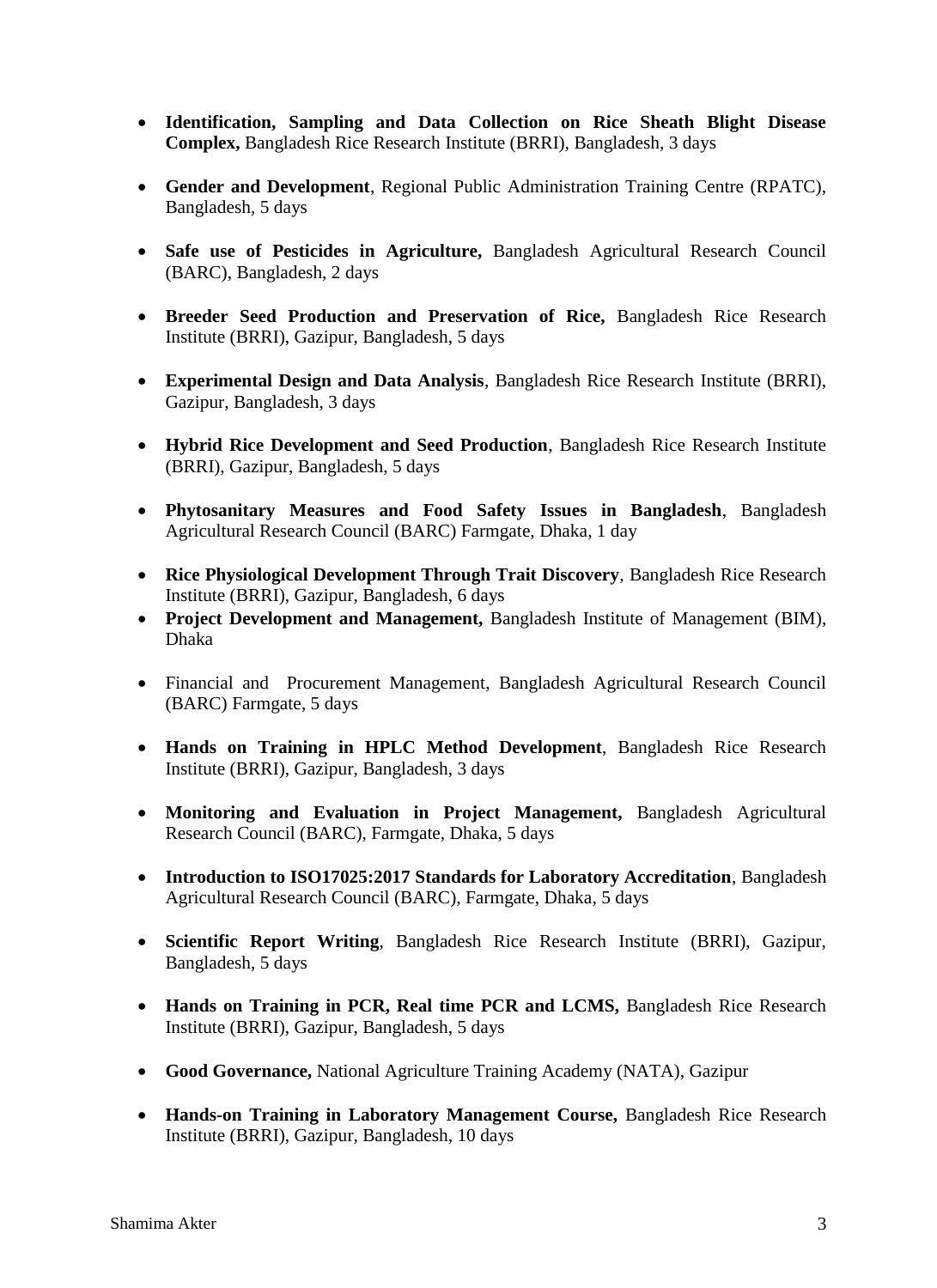- **Identification, Sampling and Data Collection on Rice Sheath Blight Disease Complex,** Bangladesh Rice Research Institute (BRRI), Bangladesh, 3 days

- **Gender and Development**, Regional Public Administration Training Centre (RPATC), Bangladesh, 5 days

- **Safe use of Pesticides in Agriculture,** Bangladesh Agricultural Research Council (BARC), Bangladesh, 2 days

- **Breeder Seed Production and Preservation of Rice,** Bangladesh Rice Research Institute (BRRI), Gazipur, Bangladesh, 5 days

- **Experimental Design and Data Analysis**, Bangladesh Rice Research Institute (BRRI), Gazipur, Bangladesh, 3 days

- **Hybrid Rice Development and Seed Production**, Bangladesh Rice Research Institute (BRRI), Gazipur, Bangladesh, 5 days

- **Phytosanitary Measures and Food Safety Issues in Bangladesh**, Bangladesh Agricultural Research Council (BARC) Farmgate, Dhaka, 1 day

- **Rice Physiological Development Through Trait Discovery**, Bangladesh Rice Research Institute (BRRI), Gazipur, Bangladesh, 6 days
- **Project Development and Management,** Bangladesh Institute of Management (BIM), Dhaka

- Financial and Procurement Management, Bangladesh Agricultural Research Council (BARC) Farmgate, 5 days

- **Hands on Training in HPLC Method Development**, Bangladesh Rice Research Institute (BRRI), Gazipur, Bangladesh, 3 days

- **Monitoring and Evaluation in Project Management,** Bangladesh Agricultural Research Council (BARC), Farmgate, Dhaka, 5 days

- **Introduction to ISO17025:2017 Standards for Laboratory Accreditation**, Bangladesh Agricultural Research Council (BARC), Farmgate, Dhaka, 5 days

- **Scientific Report Writing**, Bangladesh Rice Research Institute (BRRI), Gazipur, Bangladesh, 5 days

- **Hands on Training in PCR, Real time PCR and LCMS,** Bangladesh Rice Research Institute (BRRI), Gazipur, Bangladesh, 5 days

- **Good Governance,** National Agriculture Training Academy (NATA), Gazipur

- **Hands-on Training in Laboratory Management Course,** Bangladesh Rice Research Institute (BRRI), Gazipur, Bangladesh, 10 days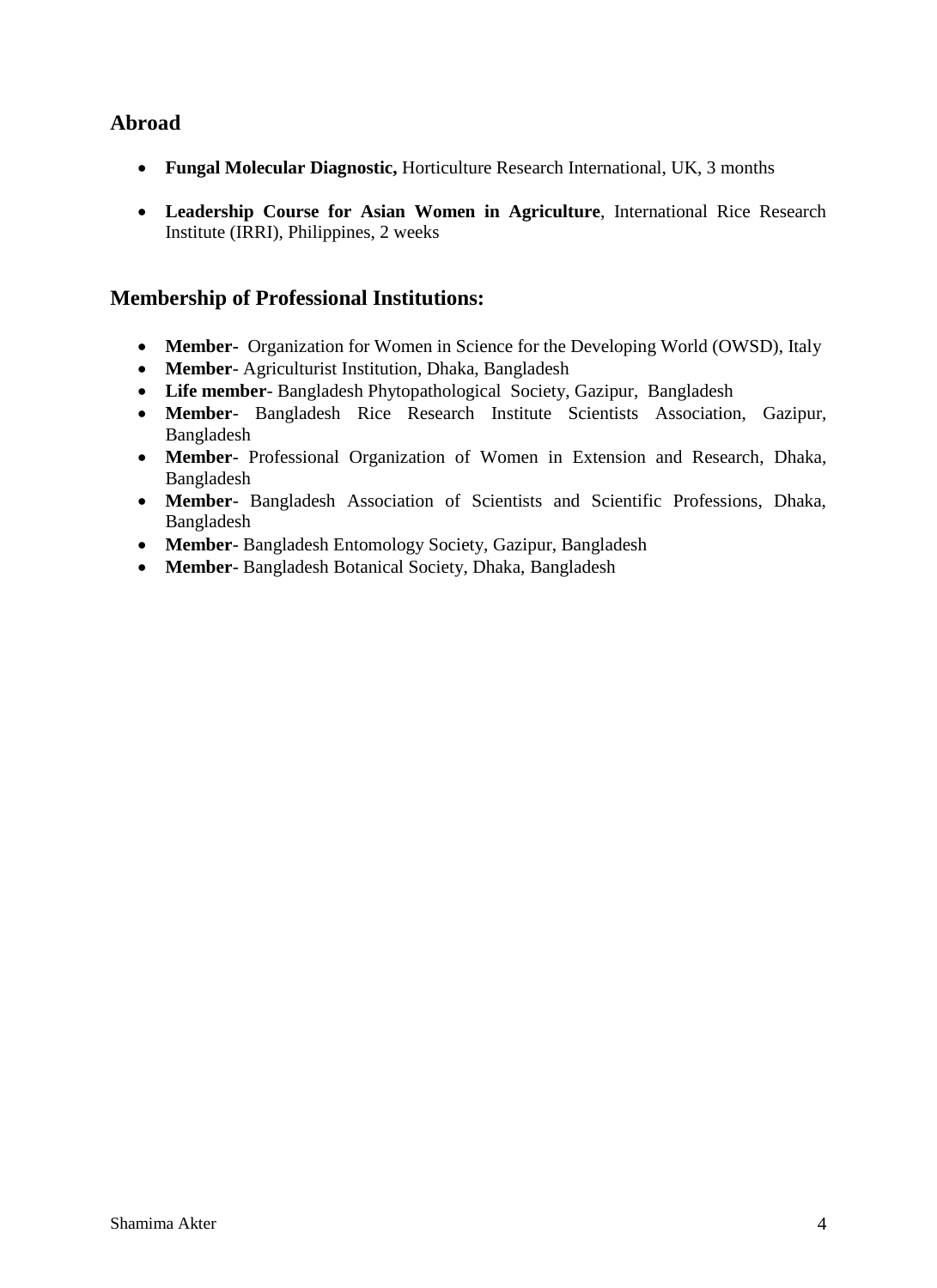## Abroad

- **Fungal Molecular Diagnostic,** Horticulture Research International, UK, 3 months
- **Leadership Course for Asian Women in Agriculture**, International Rice Research Institute (IRRI), Philippines, 2 weeks

## Membership of Professional Institutions:

- **Member-** Organization for Women in Science for the Developing World (OWSD), Italy
- **Member**- Agriculturist Institution, Dhaka, Bangladesh
- **Life member**- Bangladesh Phytopathological Society, Gazipur, Bangladesh
- **Member**- Bangladesh Rice Research Institute Scientists Association, Gazipur, Bangladesh
- **Member**- Professional Organization of Women in Extension and Research, Dhaka, Bangladesh
- **Member**- Bangladesh Association of Scientists and Scientific Professions, Dhaka, Bangladesh
- **Member**- Bangladesh Entomology Society, Gazipur, Bangladesh
- **Member**- Bangladesh Botanical Society, Dhaka, Bangladesh